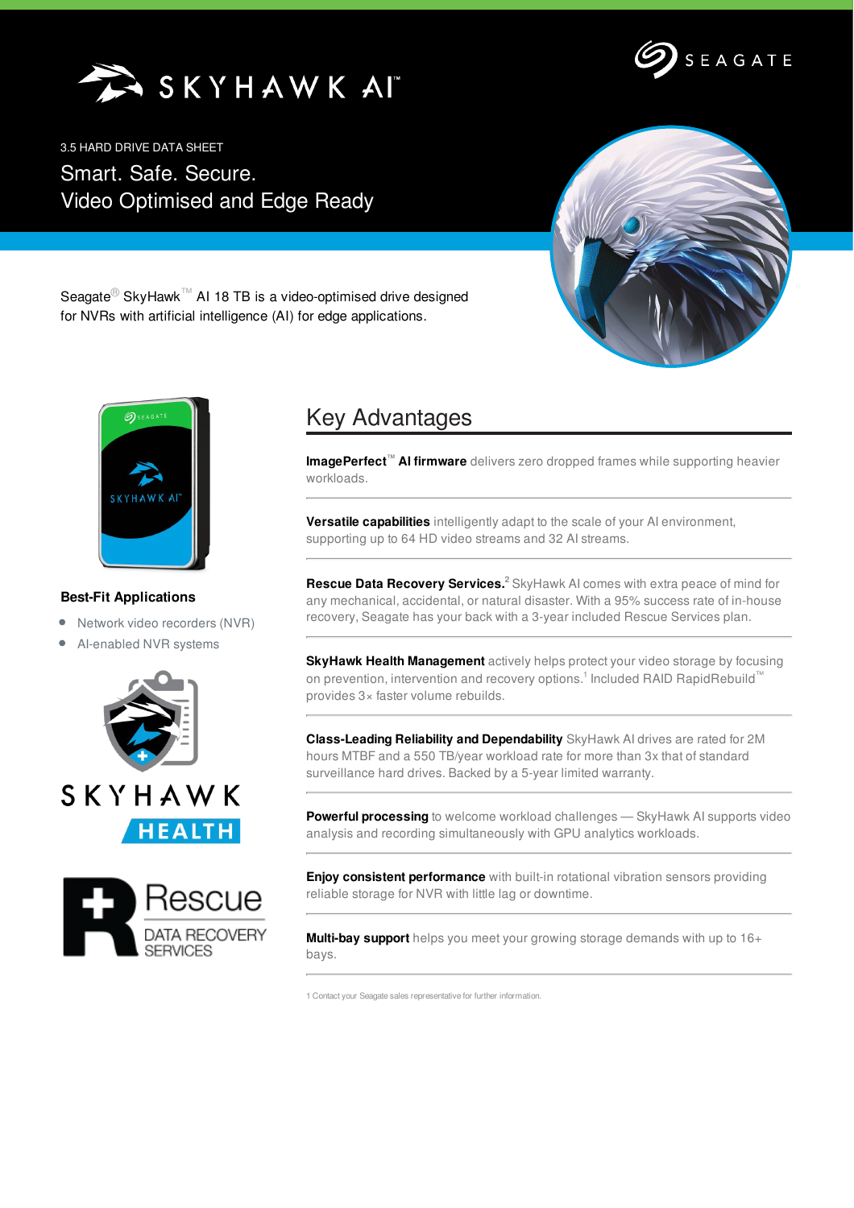# SKYHAWK AI

3.5 HARD DRIVE DATA SHEET

## Smart. Safe. Secure.
## Video Optimised and Edge Ready

Seagate® SkyHawk™ AI 18 TB is a video-optimised drive designed for NVRs with artificial intelligence (AI) for edge applications.

### Best-Fit Applications

- Network video recorders (NVR)
- AI-enabled NVR systems

## Key Advantages

**ImagePerfect™ AI firmware** delivers zero dropped frames while supporting heavier workloads.

**Versatile capabilities** intelligently adapt to the scale of your AI environment, supporting up to 64 HD video streams and 32 AI streams.

**Rescue Data Recovery Services.**[2] SkyHawk AI comes with extra peace of mind for any mechanical, accidental, or natural disaster. With a 95% success rate of in-house recovery, Seagate has your back with a 3-year included Rescue Services plan.

**SkyHawk Health Management** actively helps protect your video storage by focusing on prevention, intervention and recovery options.[1] Included RAID RapidRebuild™ provides 3× faster volume rebuilds.

**Class-Leading Reliability and Dependability** SkyHawk AI drives are rated for 2M hours MTBF and a 550 TB/year workload rate for more than 3x that of standard surveillance hard drives. Backed by a 5-year limited warranty.

**Powerful processing** to welcome workload challenges — SkyHawk AI supports video analysis and recording simultaneously with GPU analytics workloads.

**Enjoy consistent performance** with built-in rotational vibration sensors providing reliable storage for NVR with little lag or downtime.

**Multi-bay support** helps you meet your growing storage demands with up to 16+ bays.

1 Contact your Seagate sales representative for further information.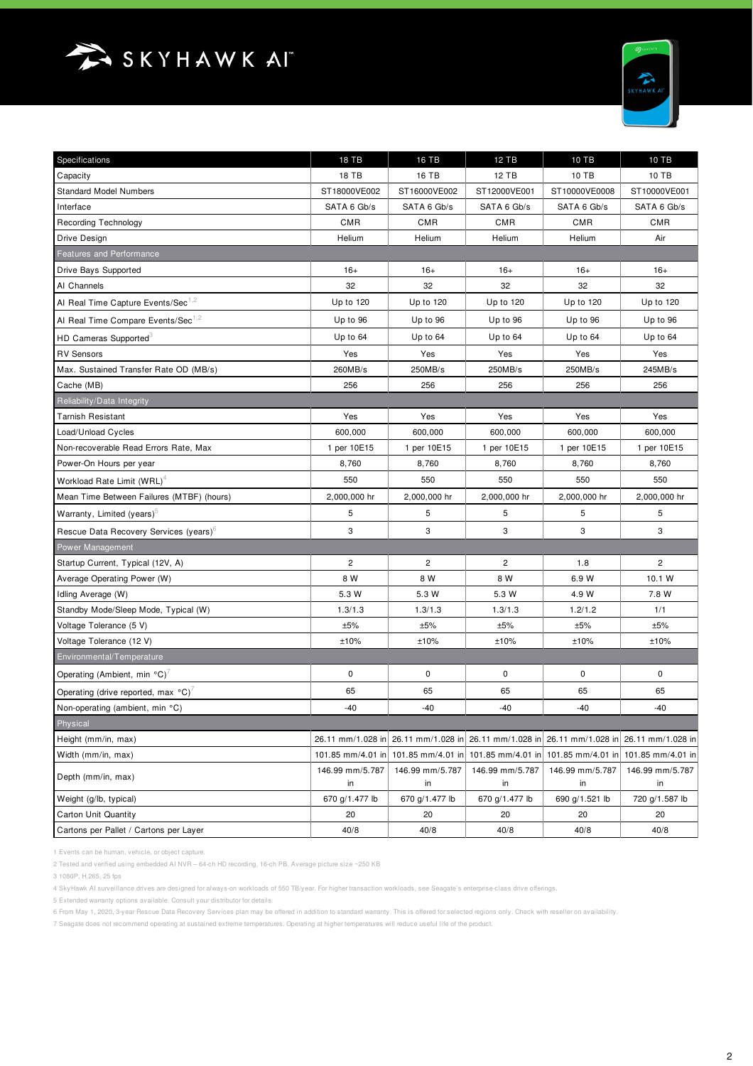# SKYHAWK AI™

| Specifications | 18 TB | 16 TB | 12 TB | 10 TB | 10 TB |
|---|---|---|---|---|---|
| Capacity | 18 TB | 16 TB | 12 TB | 10 TB | 10 TB |
| Standard Model Numbers | ST18000VE002 | ST16000VE002 | ST12000VE001 | ST10000VE0008 | ST10000VE001 |
| Interface | SATA 6 Gb/s | SATA 6 Gb/s | SATA 6 Gb/s | SATA 6 Gb/s | SATA 6 Gb/s |
| Recording Technology | CMR | CMR | CMR | CMR | CMR |
| Drive Design | Helium | Helium | Helium | Helium | Air |
| **Features and Performance** | | | | | |
| Drive Bays Supported | 16+ | 16+ | 16+ | 16+ | 16+ |
| AI Channels | 32 | 32 | 32 | 32 | 32 |
| AI Real Time Capture Events/Sec[1,2] | Up to 120 | Up to 120 | Up to 120 | Up to 120 | Up to 120 |
| AI Real Time Compare Events/Sec[1,2] | Up to 96 | Up to 96 | Up to 96 | Up to 96 | Up to 96 |
| HD Cameras Supported[3] | Up to 64 | Up to 64 | Up to 64 | Up to 64 | Up to 64 |
| RV Sensors | Yes | Yes | Yes | Yes | Yes |
| Max. Sustained Transfer Rate OD (MB/s) | 260MB/s | 250MB/s | 250MB/s | 250MB/s | 245MB/s |
| Cache (MB) | 256 | 256 | 256 | 256 | 256 |
| **Reliability/Data Integrity** | | | | | |
| Tarnish Resistant | Yes | Yes | Yes | Yes | Yes |
| Load/Unload Cycles | 600,000 | 600,000 | 600,000 | 600,000 | 600,000 |
| Non-recoverable Read Errors Rate, Max | 1 per 10E15 | 1 per 10E15 | 1 per 10E15 | 1 per 10E15 | 1 per 10E15 |
| Power-On Hours per year | 8,760 | 8,760 | 8,760 | 8,760 | 8,760 |
| Workload Rate Limit (WRL)[4] | 550 | 550 | 550 | 550 | 550 |
| Mean Time Between Failures (MTBF) (hours) | 2,000,000 hr | 2,000,000 hr | 2,000,000 hr | 2,000,000 hr | 2,000,000 hr |
| Warranty, Limited (years)[5] | 5 | 5 | 5 | 5 | 5 |
| Rescue Data Recovery Services (years)[6] | 3 | 3 | 3 | 3 | 3 |
| **Power Management** | | | | | |
| Startup Current, Typical (12V, A) | 2 | 2 | 2 | 1.8 | 2 |
| Average Operating Power (W) | 8 W | 8 W | 8 W | 6.9 W | 10.1 W |
| Idling Average (W) | 5.3 W | 5.3 W | 5.3 W | 4.9 W | 7.8 W |
| Standby Mode/Sleep Mode, Typical (W) | 1.3/1.3 | 1.3/1.3 | 1.3/1.3 | 1.2/1.2 | 1/1 |
| Voltage Tolerance (5 V) | ±5% | ±5% | ±5% | ±5% | ±5% |
| Voltage Tolerance (12 V) | ±10% | ±10% | ±10% | ±10% | ±10% |
| **Environmental/Temperature** | | | | | |
| Operating (Ambient, min °C)[7] | 0 | 0 | 0 | 0 | 0 |
| Operating (drive reported, max °C)[7] | 65 | 65 | 65 | 65 | 65 |
| Non-operating (ambient, min °C) | -40 | -40 | -40 | -40 | -40 |
| **Physical** | | | | | |
| Height (mm/in, max) | 26.11 mm/1.028 in | 26.11 mm/1.028 in | 26.11 mm/1.028 in | 26.11 mm/1.028 in | 26.11 mm/1.028 in |
| Width (mm/in, max) | 101.85 mm/4.01 in | 101.85 mm/4.01 in | 101.85 mm/4.01 in | 101.85 mm/4.01 in | 101.85 mm/4.01 in |
| Depth (mm/in, max) | 146.99 mm/5.787 in | 146.99 mm/5.787 in | 146.99 mm/5.787 in | 146.99 mm/5.787 in | 146.99 mm/5.787 in |
| Weight (g/lb, typical) | 670 g/1.477 lb | 670 g/1.477 lb | 670 g/1.477 lb | 690 g/1.521 lb | 720 g/1.587 lb |
| Carton Unit Quantity | 20 | 20 | 20 | 20 | 20 |
| Cartons per Pallet / Cartons per Layer | 40/8 | 40/8 | 40/8 | 40/8 | 40/8 |

1 Events can be human, vehicle, or object capture.

2 Tested and verified using embedded AI NVR – 64-ch HD recording, 16-ch PB. Average picture size ~250 KB

3 1080P, H.265, 25 fps

4 SkyHawk AI surveillance drives are designed for always-on workloads of 550 TB/year. For higher transaction workloads, see Seagate's enterprise-class drive offerings.

5 Extended warranty options available. Consult your distributor for details.

6 From May 1, 2020, 3-year Rescue Data Recovery Services plan may be offered in addition to standard warranty. This is offered for selected regions only. Check with reseller on availability.

7 Seagate does not recommend operating at sustained extreme temperatures. Operating at higher temperatures will reduce useful life of the product.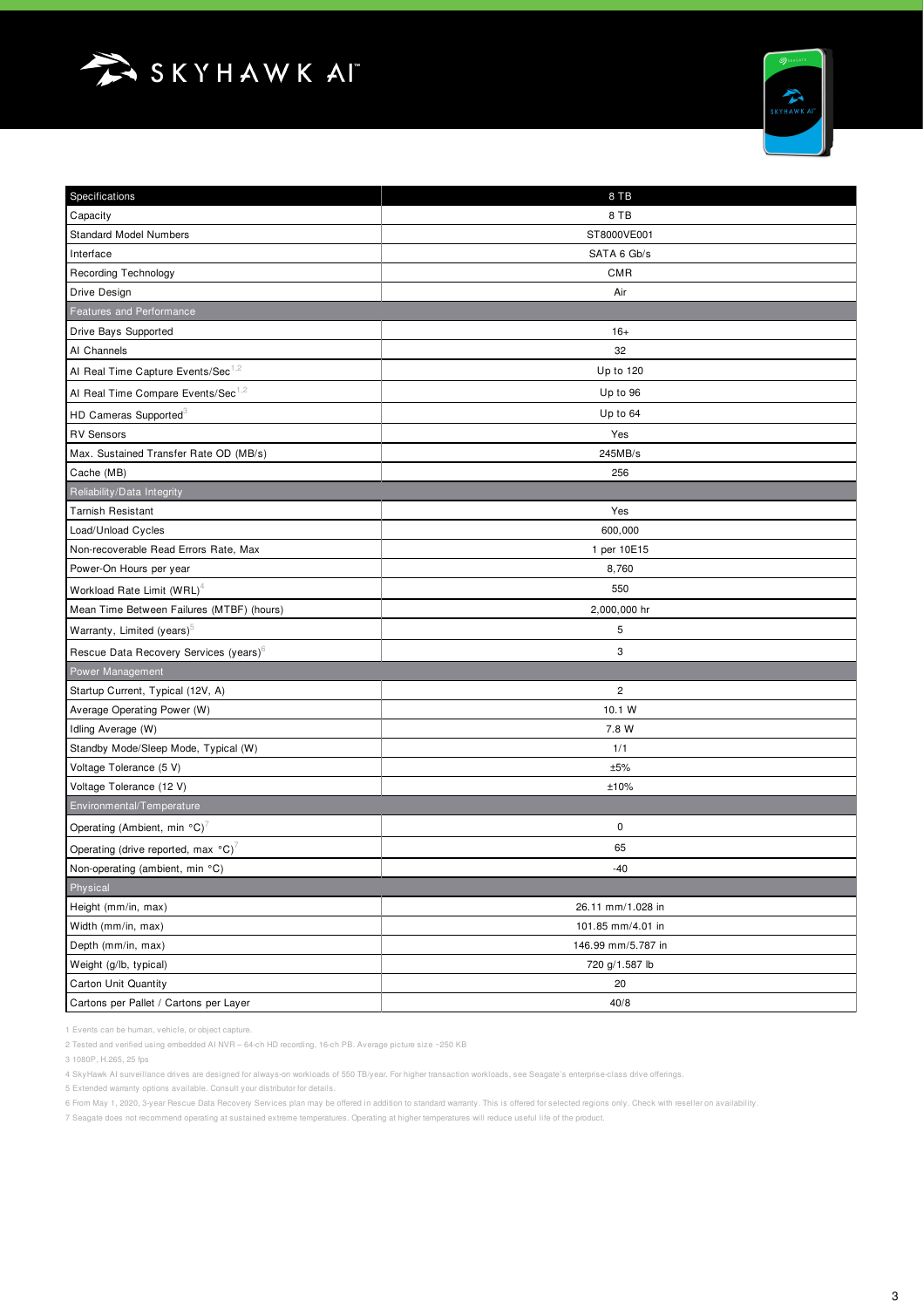# SKYHAWK AI™

| Specifications | 8 TB |
|---|---|
| Capacity | 8 TB |
| Standard Model Numbers | ST8000VE001 |
| Interface | SATA 6 Gb/s |
| Recording Technology | CMR |
| Drive Design | Air |
| **Features and Performance** | |
| Drive Bays Supported | 16+ |
| AI Channels | 32 |
| AI Real Time Capture Events/Sec[1,2] | Up to 120 |
| AI Real Time Compare Events/Sec[1,2] | Up to 96 |
| HD Cameras Supported[3] | Up to 64 |
| RV Sensors | Yes |
| Max. Sustained Transfer Rate OD (MB/s) | 245MB/s |
| Cache (MB) | 256 |
| **Reliability/Data Integrity** | |
| Tarnish Resistant | Yes |
| Load/Unload Cycles | 600,000 |
| Non-recoverable Read Errors Rate, Max | 1 per 10E15 |
| Power-On Hours per year | 8,760 |
| Workload Rate Limit (WRL)[4] | 550 |
| Mean Time Between Failures (MTBF) (hours) | 2,000,000 hr |
| Warranty, Limited (years)[5] | 5 |
| Rescue Data Recovery Services (years)[6] | 3 |
| **Power Management** | |
| Startup Current, Typical (12V, A) | 2 |
| Average Operating Power (W) | 10.1 W |
| Idling Average (W) | 7.8 W |
| Standby Mode/Sleep Mode, Typical (W) | 1/1 |
| Voltage Tolerance (5 V) | ±5% |
| Voltage Tolerance (12 V) | ±10% |
| **Environmental/Temperature** | |
| Operating (Ambient, min °C)[7] | 0 |
| Operating (drive reported, max °C)[7] | 65 |
| Non-operating (ambient, min °C) | -40 |
| **Physical** | |
| Height (mm/in, max) | 26.11 mm/1.028 in |
| Width (mm/in, max) | 101.85 mm/4.01 in |
| Depth (mm/in, max) | 146.99 mm/5.787 in |
| Weight (g/lb, typical) | 720 g/1.587 lb |
| Carton Unit Quantity | 20 |
| Cartons per Pallet / Cartons per Layer | 40/8 |

1 Events can be human, vehicle, or object capture.

2 Tested and verified using embedded AI NVR – 64-ch HD recording, 16-ch PB. Average picture size ~250 KB

3 1080P, H.265, 25 fps

4 SkyHawk AI surveillance drives are designed for always-on workloads of 550 TB/year. For higher transaction workloads, see Seagate's enterprise-class drive offerings.

5 Extended warranty options available. Consult your distributor for details.

6 From May 1, 2020, 3-year Rescue Data Recovery Services plan may be offered in addition to standard warranty. This is offered for selected regions only. Check with reseller on availability.

7 Seagate does not recommend operating at sustained extreme temperatures. Operating at higher temperatures will reduce useful life of the product.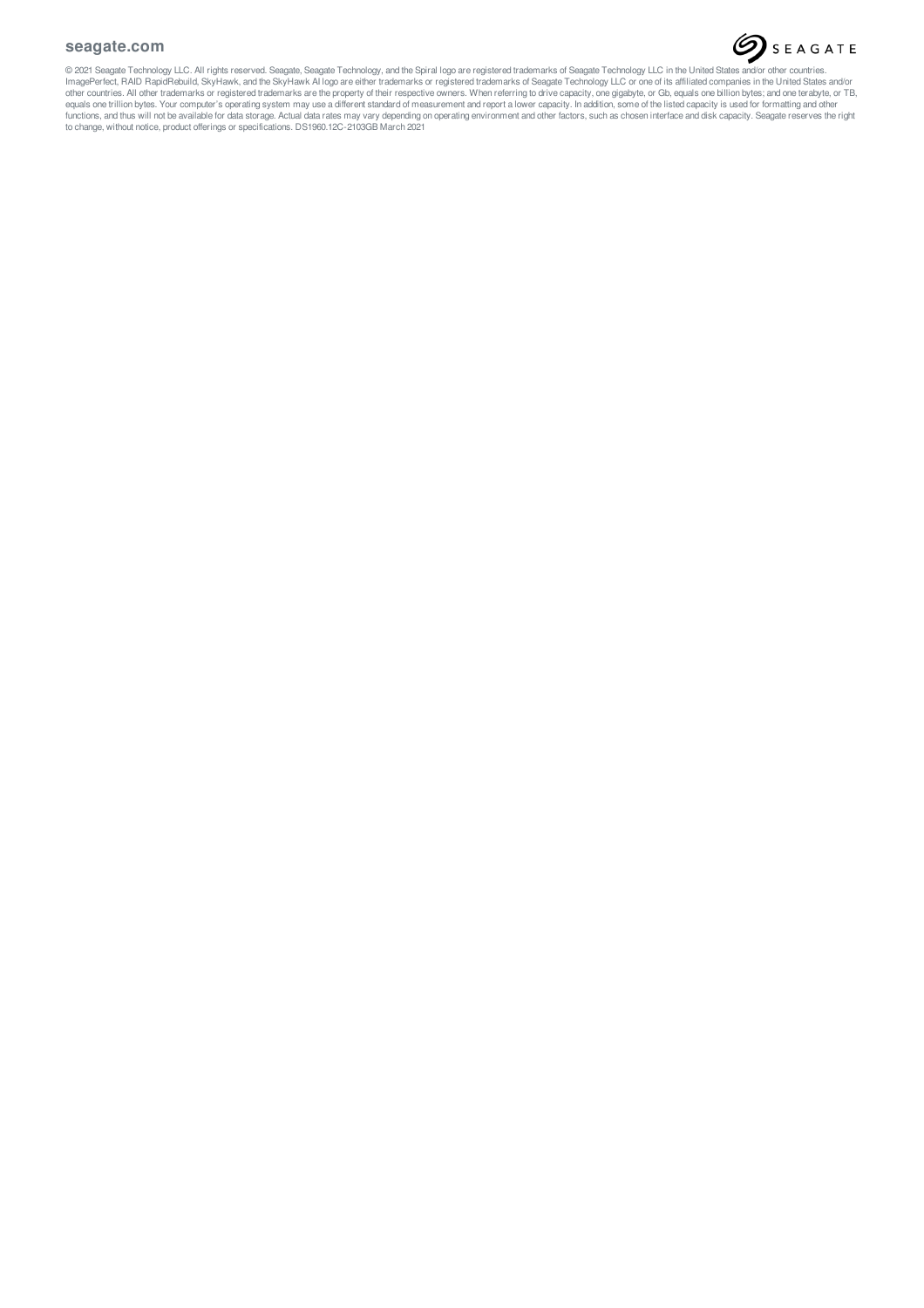**seagate.com**

SEAGATE

© 2021 Seagate Technology LLC. All rights reserved. Seagate, Seagate Technology, and the Spiral logo are registered trademarks of Seagate Technology LLC in the United States and/or other countries. ImagePerfect, RAID RapidRebuild, SkyHawk, and the SkyHawk AI logo are either trademarks or registered trademarks of Seagate Technology LLC or one of its affiliated companies in the United States and/or other countries. All other trademarks or registered trademarks are the property of their respective owners. When referring to drive capacity, one gigabyte, or Gb, equals one billion bytes; and one terabyte, or TB, equals one trillion bytes. Your computer's operating system may use a different standard of measurement and report a lower capacity. In addition, some of the listed capacity is used for formatting and other functions, and thus will not be available for data storage. Actual data rates may vary depending on operating environment and other factors, such as chosen interface and disk capacity. Seagate reserves the right to change, without notice, product offerings or specifications. DS1960.12C-2103GB March 2021